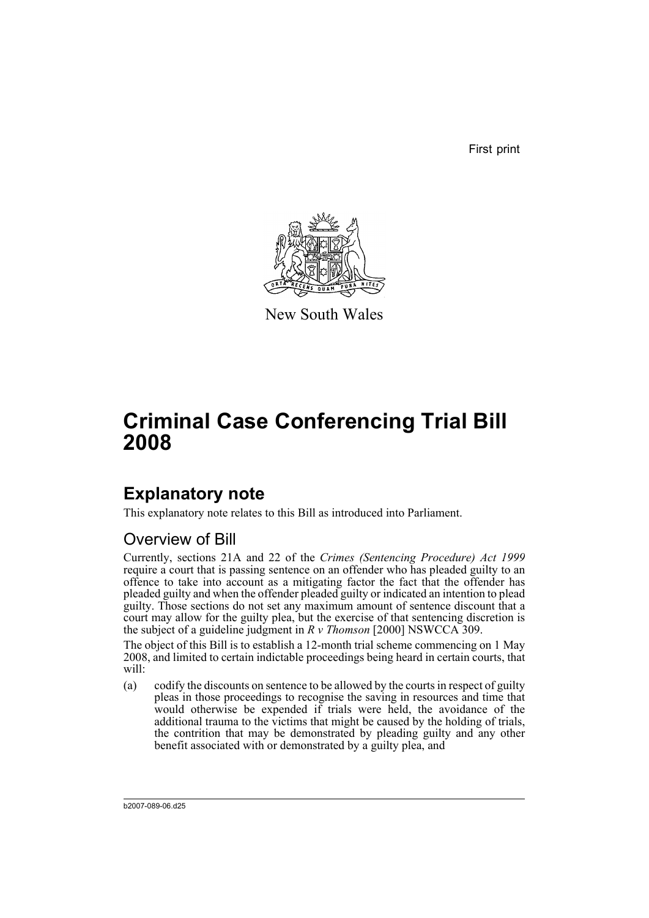First print

New South Wales

# Criminal Case Conferencing Trial Bill 2008

## Explanatory note

This explanatory note relates to this Bill as introduced into Parliament.

### Overview of Bill

Currently, sections 21A and 22 of the *Crimes (Sentencing Procedure) Act 1999* require a court that is passing sentence on an offender who has pleaded guilty to an offence to take into account as a mitigating factor the fact that the offender has pleaded guilty and when the offender pleaded guilty or indicated an intention to plead guilty. Those sections do not set any maximum amount of sentence discount that a court may allow for the guilty plea, but the exercise of that sentencing discretion is the subject of a guideline judgment in *R v Thomson* [2000] NSWCCA 309.

The object of this Bill is to establish a 12-month trial scheme commencing on 1 May 2008, and limited to certain indictable proceedings being heard in certain courts, that will:

(a) codify the discounts on sentence to be allowed by the courts in respect of guilty pleas in those proceedings to recognise the saving in resources and time that would otherwise be expended if trials were held, the avoidance of the additional trauma to the victims that might be caused by the holding of trials, the contrition that may be demonstrated by pleading guilty and any other benefit associated with or demonstrated by a guilty plea, and

b2007-089-06.d25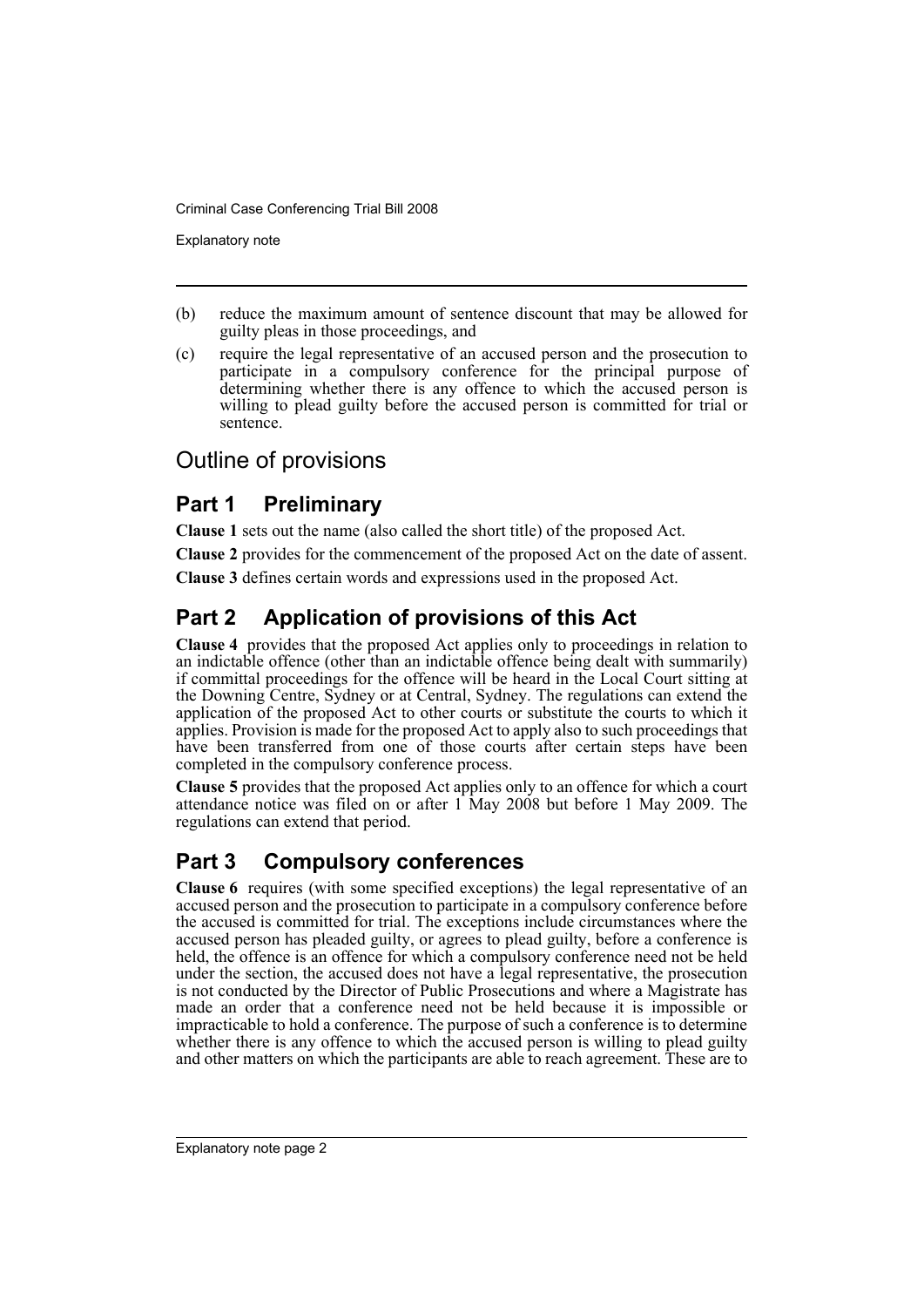(b) reduce the maximum amount of sentence discount that may be allowed for guilty pleas in those proceedings, and

(c) require the legal representative of an accused person and the prosecution to participate in a compulsory conference for the principal purpose of determining whether there is any offence to which the accused person is willing to plead guilty before the accused person is committed for trial or sentence.

## Outline of provisions

### Part 1 Preliminary

**Clause 1** sets out the name (also called the short title) of the proposed Act.

**Clause 2** provides for the commencement of the proposed Act on the date of assent.

**Clause 3** defines certain words and expressions used in the proposed Act.

### Part 2 Application of provisions of this Act

**Clause 4** provides that the proposed Act applies only to proceedings in relation to an indictable offence (other than an indictable offence being dealt with summarily) if committal proceedings for the offence will be heard in the Local Court sitting at the Downing Centre, Sydney or at Central, Sydney. The regulations can extend the application of the proposed Act to other courts or substitute the courts to which it applies. Provision is made for the proposed Act to apply also to such proceedings that have been transferred from one of those courts after certain steps have been completed in the compulsory conference process.

**Clause 5** provides that the proposed Act applies only to an offence for which a court attendance notice was filed on or after 1 May 2008 but before 1 May 2009. The regulations can extend that period.

### Part 3 Compulsory conferences

**Clause 6** requires (with some specified exceptions) the legal representative of an accused person and the prosecution to participate in a compulsory conference before the accused is committed for trial. The exceptions include circumstances where the accused person has pleaded guilty, or agrees to plead guilty, before a conference is held, the offence is an offence for which a compulsory conference need not be held under the section, the accused does not have a legal representative, the prosecution is not conducted by the Director of Public Prosecutions and where a Magistrate has made an order that a conference need not be held because it is impossible or impracticable to hold a conference. The purpose of such a conference is to determine whether there is any offence to which the accused person is willing to plead guilty and other matters on which the participants are able to reach agreement. These are to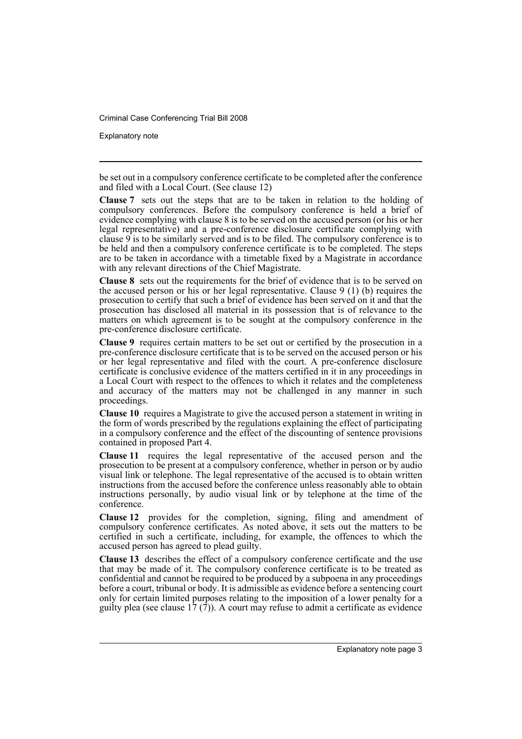be set out in a compulsory conference certificate to be completed after the conference and filed with a Local Court. (See clause 12)

**Clause 7** sets out the steps that are to be taken in relation to the holding of compulsory conferences. Before the compulsory conference is held a brief of evidence complying with clause 8 is to be served on the accused person (or his or her legal representative) and a pre-conference disclosure certificate complying with clause 9 is to be similarly served and is to be filed. The compulsory conference is to be held and then a compulsory conference certificate is to be completed. The steps are to be taken in accordance with a timetable fixed by a Magistrate in accordance with any relevant directions of the Chief Magistrate.

**Clause 8** sets out the requirements for the brief of evidence that is to be served on the accused person or his or her legal representative. Clause 9 (1) (b) requires the prosecution to certify that such a brief of evidence has been served on it and that the prosecution has disclosed all material in its possession that is of relevance to the matters on which agreement is to be sought at the compulsory conference in the pre-conference disclosure certificate.

**Clause 9** requires certain matters to be set out or certified by the prosecution in a pre-conference disclosure certificate that is to be served on the accused person or his or her legal representative and filed with the court. A pre-conference disclosure certificate is conclusive evidence of the matters certified in it in any proceedings in a Local Court with respect to the offences to which it relates and the completeness and accuracy of the matters may not be challenged in any manner in such proceedings.

**Clause 10** requires a Magistrate to give the accused person a statement in writing in the form of words prescribed by the regulations explaining the effect of participating in a compulsory conference and the effect of the discounting of sentence provisions contained in proposed Part 4.

**Clause 11** requires the legal representative of the accused person and the prosecution to be present at a compulsory conference, whether in person or by audio visual link or telephone. The legal representative of the accused is to obtain written instructions from the accused before the conference unless reasonably able to obtain instructions personally, by audio visual link or by telephone at the time of the conference.

**Clause 12** provides for the completion, signing, filing and amendment of compulsory conference certificates. As noted above, it sets out the matters to be certified in such a certificate, including, for example, the offences to which the accused person has agreed to plead guilty.

**Clause 13** describes the effect of a compulsory conference certificate and the use that may be made of it. The compulsory conference certificate is to be treated as confidential and cannot be required to be produced by a subpoena in any proceedings before a court, tribunal or body. It is admissible as evidence before a sentencing court only for certain limited purposes relating to the imposition of a lower penalty for a guilty plea (see clause 17 (7)). A court may refuse to admit a certificate as evidence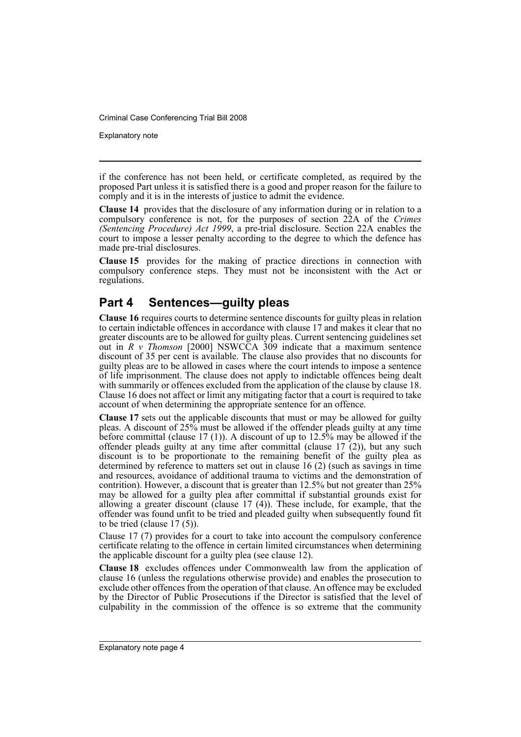if the conference has not been held, or certificate completed, as required by the proposed Part unless it is satisfied there is a good and proper reason for the failure to comply and it is in the interests of justice to admit the evidence.

**Clause 14** provides that the disclosure of any information during or in relation to a compulsory conference is not, for the purposes of section 22A of the *Crimes (Sentencing Procedure) Act 1999*, a pre-trial disclosure. Section 22A enables the court to impose a lesser penalty according to the degree to which the defence has made pre-trial disclosures.

**Clause 15** provides for the making of practice directions in connection with compulsory conference steps. They must not be inconsistent with the Act or regulations.

## Part 4 Sentences—guilty pleas

**Clause 16** requires courts to determine sentence discounts for guilty pleas in relation to certain indictable offences in accordance with clause 17 and makes it clear that no greater discounts are to be allowed for guilty pleas. Current sentencing guidelines set out in *R v Thomson* [2000] NSWCCA 309 indicate that a maximum sentence discount of 35 per cent is available. The clause also provides that no discounts for guilty pleas are to be allowed in cases where the court intends to impose a sentence of life imprisonment. The clause does not apply to indictable offences being dealt with summarily or offences excluded from the application of the clause by clause 18. Clause 16 does not affect or limit any mitigating factor that a court is required to take account of when determining the appropriate sentence for an offence.

**Clause 17** sets out the applicable discounts that must or may be allowed for guilty pleas. A discount of 25% must be allowed if the offender pleads guilty at any time before committal (clause 17 (1)). A discount of up to 12.5% may be allowed if the offender pleads guilty at any time after committal (clause 17 (2)), but any such discount is to be proportionate to the remaining benefit of the guilty plea as determined by reference to matters set out in clause 16 (2) (such as savings in time and resources, avoidance of additional trauma to victims and the demonstration of contrition). However, a discount that is greater than 12.5% but not greater than 25% may be allowed for a guilty plea after committal if substantial grounds exist for allowing a greater discount (clause 17 (4)). These include, for example, that the offender was found unfit to be tried and pleaded guilty when subsequently found fit to be tried (clause 17 (5)).

Clause 17 (7) provides for a court to take into account the compulsory conference certificate relating to the offence in certain limited circumstances when determining the applicable discount for a guilty plea (see clause 12).

**Clause 18** excludes offences under Commonwealth law from the application of clause 16 (unless the regulations otherwise provide) and enables the prosecution to exclude other offences from the operation of that clause. An offence may be excluded by the Director of Public Prosecutions if the Director is satisfied that the level of culpability in the commission of the offence is so extreme that the community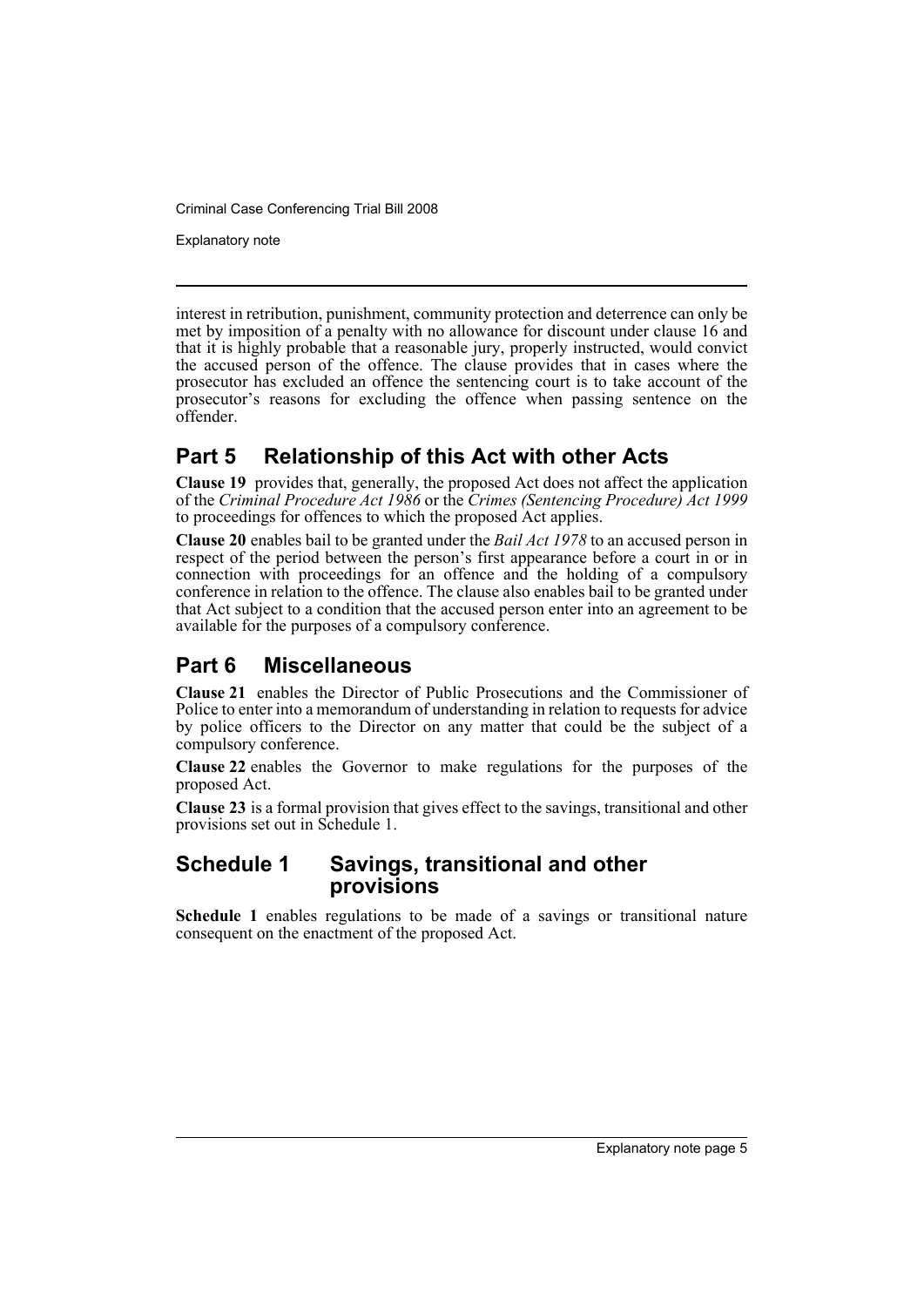interest in retribution, punishment, community protection and deterrence can only be met by imposition of a penalty with no allowance for discount under clause 16 and that it is highly probable that a reasonable jury, properly instructed, would convict the accused person of the offence. The clause provides that in cases where the prosecutor has excluded an offence the sentencing court is to take account of the prosecutor's reasons for excluding the offence when passing sentence on the offender.

## Part 5 Relationship of this Act with other Acts

**Clause 19** provides that, generally, the proposed Act does not affect the application of the *Criminal Procedure Act 1986* or the *Crimes (Sentencing Procedure) Act 1999* to proceedings for offences to which the proposed Act applies.

**Clause 20** enables bail to be granted under the *Bail Act 1978* to an accused person in respect of the period between the person's first appearance before a court in or in connection with proceedings for an offence and the holding of a compulsory conference in relation to the offence. The clause also enables bail to be granted under that Act subject to a condition that the accused person enter into an agreement to be available for the purposes of a compulsory conference.

## Part 6 Miscellaneous

**Clause 21** enables the Director of Public Prosecutions and the Commissioner of Police to enter into a memorandum of understanding in relation to requests for advice by police officers to the Director on any matter that could be the subject of a compulsory conference.

**Clause 22** enables the Governor to make regulations for the purposes of the proposed Act.

**Clause 23** is a formal provision that gives effect to the savings, transitional and other provisions set out in Schedule 1.

## Schedule 1 Savings, transitional and other provisions

**Schedule 1** enables regulations to be made of a savings or transitional nature consequent on the enactment of the proposed Act.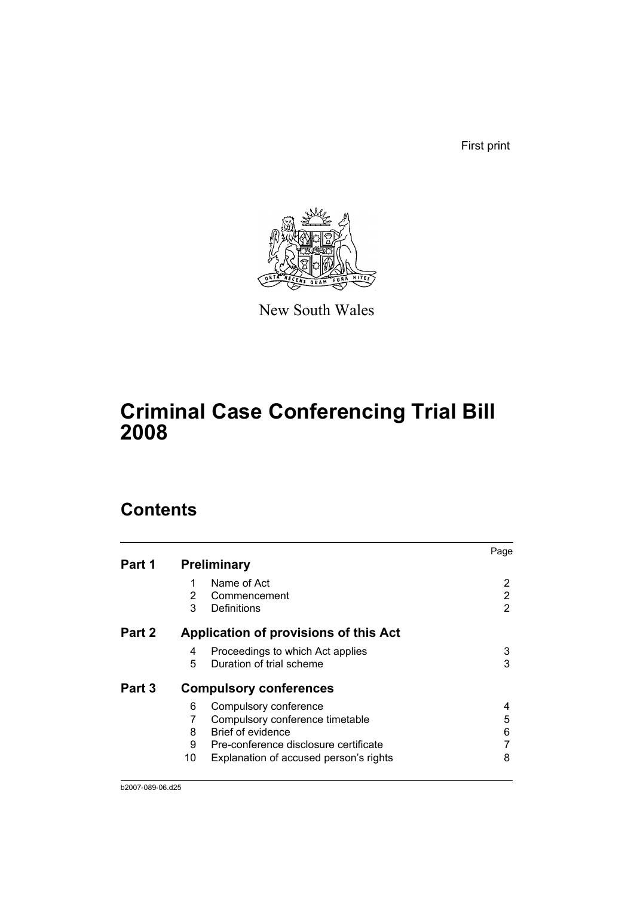First print

New South Wales

# Criminal Case Conferencing Trial Bill 2008

## Contents

| | | | Page |
|---|---|---|---|
| **Part 1** | **Preliminary** | | |
| | 1 | Name of Act | 2 |
| | 2 | Commencement | 2 |
| | 3 | Definitions | 2 |
| **Part 2** | **Application of provisions of this Act** | | |
| | 4 | Proceedings to which Act applies | 3 |
| | 5 | Duration of trial scheme | 3 |
| **Part 3** | **Compulsory conferences** | | |
| | 6 | Compulsory conference | 4 |
| | 7 | Compulsory conference timetable | 5 |
| | 8 | Brief of evidence | 6 |
| | 9 | Pre-conference disclosure certificate | 7 |
| | 10 | Explanation of accused person's rights | 8 |

b2007-089-06.d25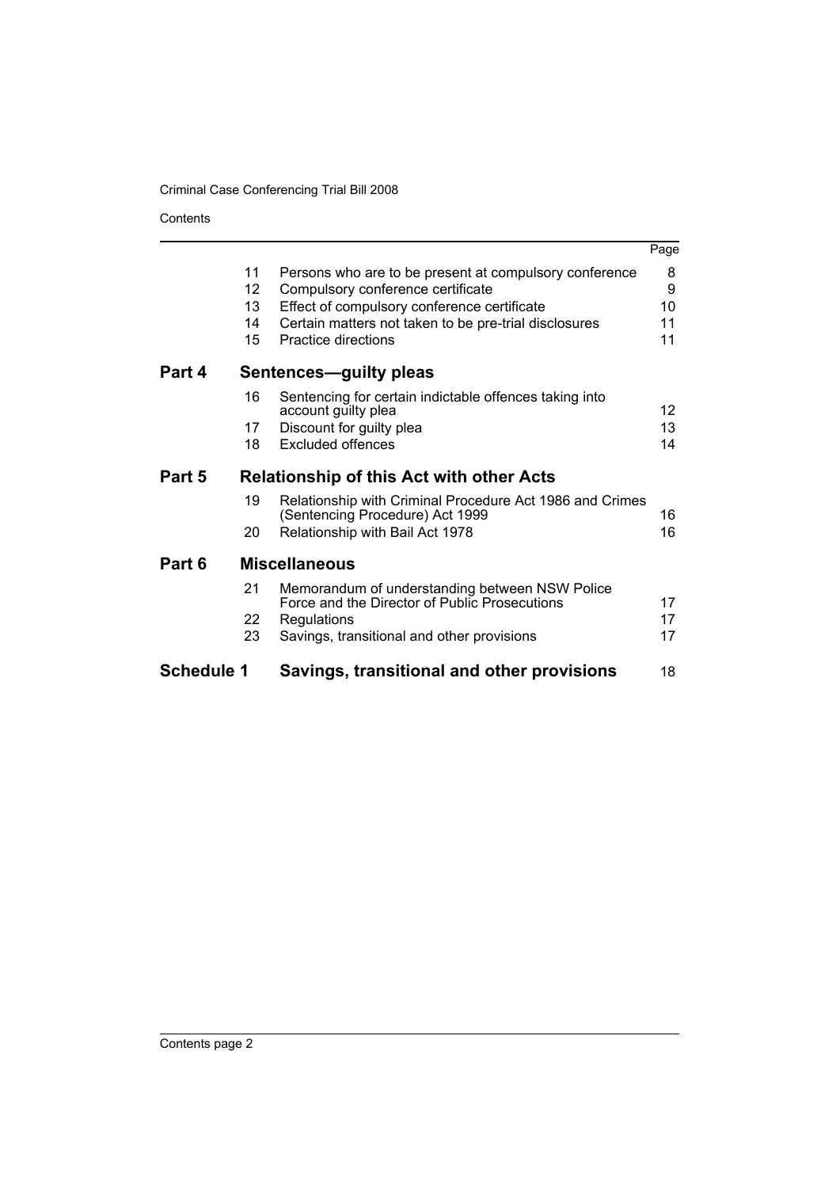| | | | Page |
|---|---|---|---|
| | 11 | Persons who are to be present at compulsory conference | 8 |
| | 12 | Compulsory conference certificate | 9 |
| | 13 | Effect of compulsory conference certificate | 10 |
| | 14 | Certain matters not taken to be pre-trial disclosures | 11 |
| | 15 | Practice directions | 11 |
| **Part 4** | | **Sentences—guilty pleas** | |
| | 16 | Sentencing for certain indictable offences taking into account guilty plea | 12 |
| | 17 | Discount for guilty plea | 13 |
| | 18 | Excluded offences | 14 |
| **Part 5** | | **Relationship of this Act with other Acts** | |
| | 19 | Relationship with Criminal Procedure Act 1986 and Crimes (Sentencing Procedure) Act 1999 | 16 |
| | 20 | Relationship with Bail Act 1978 | 16 |
| **Part 6** | | **Miscellaneous** | |
| | 21 | Memorandum of understanding between NSW Police Force and the Director of Public Prosecutions | 17 |
| | 22 | Regulations | 17 |
| | 23 | Savings, transitional and other provisions | 17 |
| **Schedule 1** | | **Savings, transitional and other provisions** | 18 |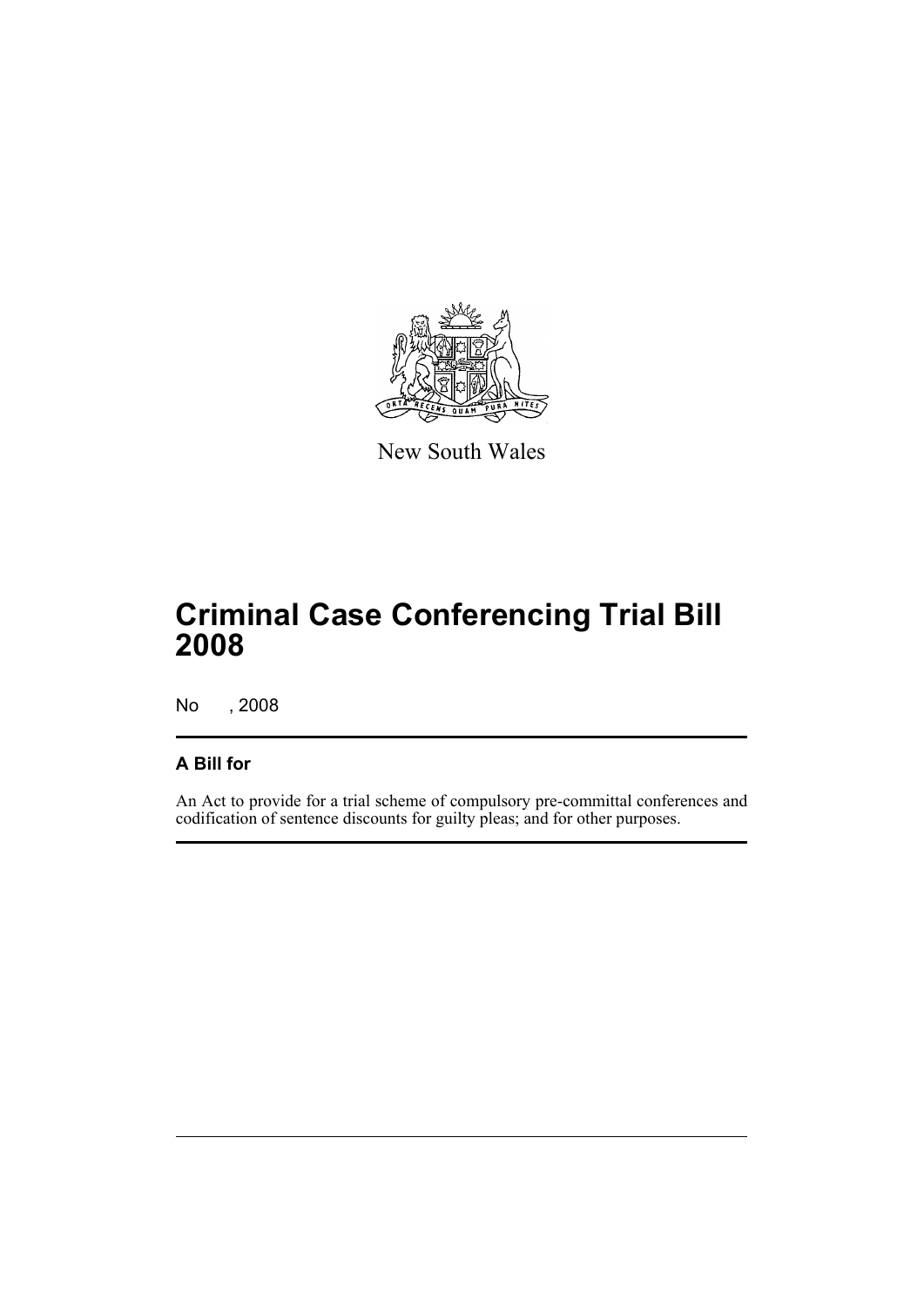New South Wales

# Criminal Case Conferencing Trial Bill 2008

No , 2008

## A Bill for

An Act to provide for a trial scheme of compulsory pre-committal conferences and codification of sentence discounts for guilty pleas; and for other purposes.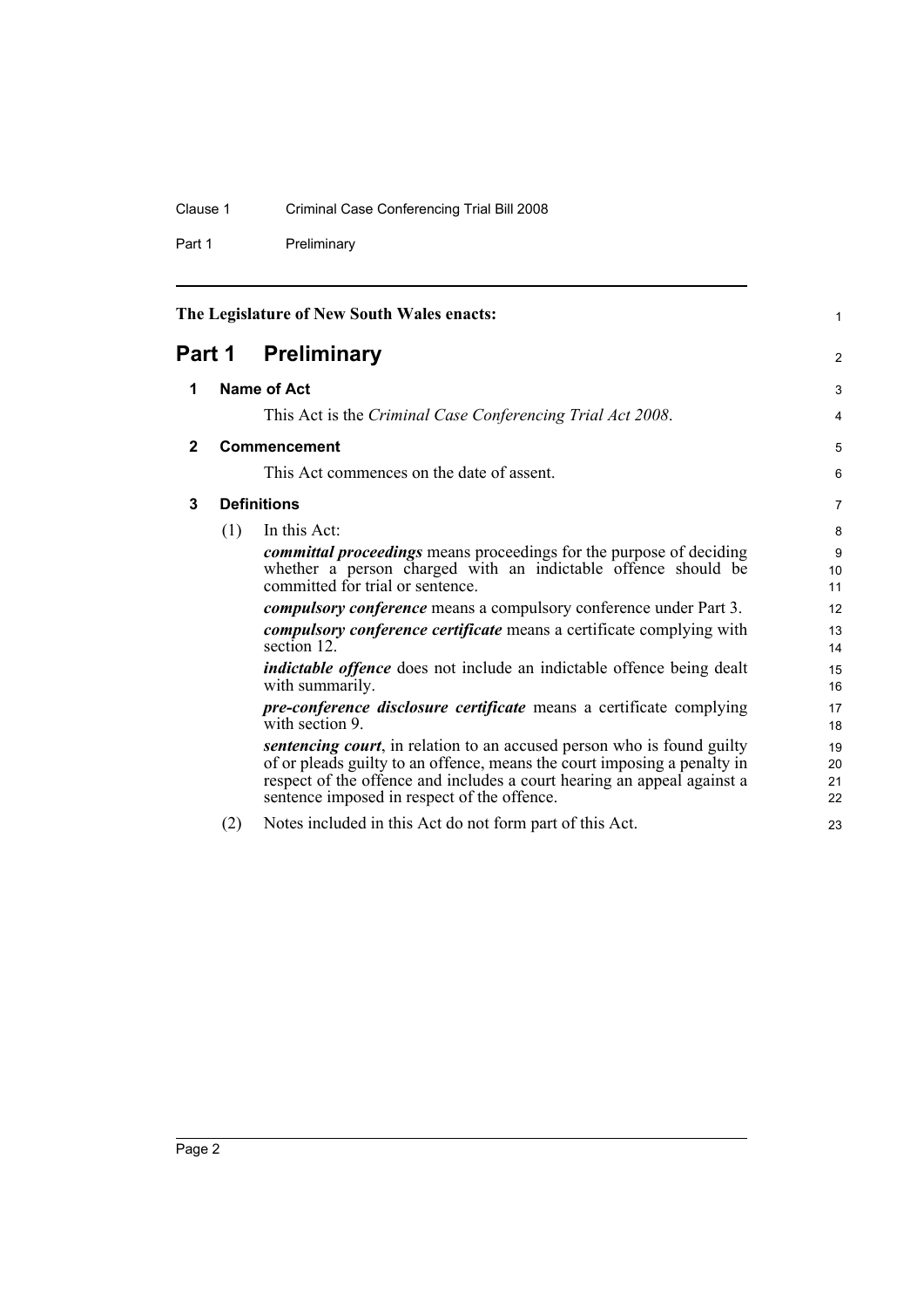The Legislature of New South Wales enacts:

# Part 1 Preliminary

## 1 Name of Act

This Act is the *Criminal Case Conferencing Trial Act 2008*.

## 2 Commencement

This Act commences on the date of assent.

## 3 Definitions

(1) In this Act:

***committal proceedings*** means proceedings for the purpose of deciding whether a person charged with an indictable offence should be committed for trial or sentence.

***compulsory conference*** means a compulsory conference under Part 3.

***compulsory conference certificate*** means a certificate complying with section 12.

***indictable offence*** does not include an indictable offence being dealt with summarily.

***pre-conference disclosure certificate*** means a certificate complying with section 9.

***sentencing court***, in relation to an accused person who is found guilty of or pleads guilty to an offence, means the court imposing a penalty in respect of the offence and includes a court hearing an appeal against a sentence imposed in respect of the offence.

(2) Notes included in this Act do not form part of this Act.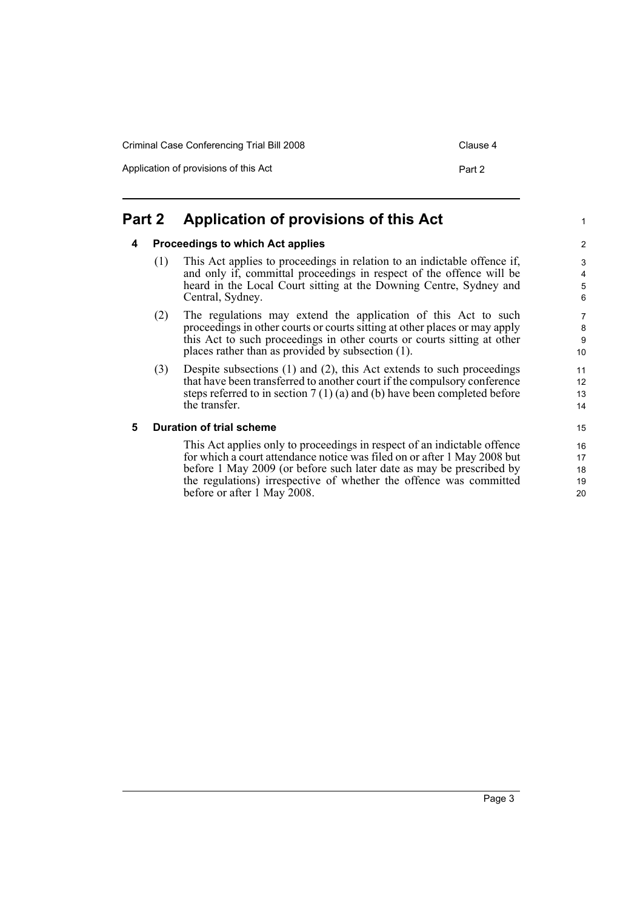## Part 2 Application of provisions of this Act

### 4 Proceedings to which Act applies

(1) This Act applies to proceedings in relation to an indictable offence if, and only if, committal proceedings in respect of the offence will be heard in the Local Court sitting at the Downing Centre, Sydney and Central, Sydney.

(2) The regulations may extend the application of this Act to such proceedings in other courts or courts sitting at other places or may apply this Act to such proceedings in other courts or courts sitting at other places rather than as provided by subsection (1).

(3) Despite subsections (1) and (2), this Act extends to such proceedings that have been transferred to another court if the compulsory conference steps referred to in section 7 (1) (a) and (b) have been completed before the transfer.

### 5 Duration of trial scheme

This Act applies only to proceedings in respect of an indictable offence for which a court attendance notice was filed on or after 1 May 2008 but before 1 May 2009 (or before such later date as may be prescribed by the regulations) irrespective of whether the offence was committed before or after 1 May 2008.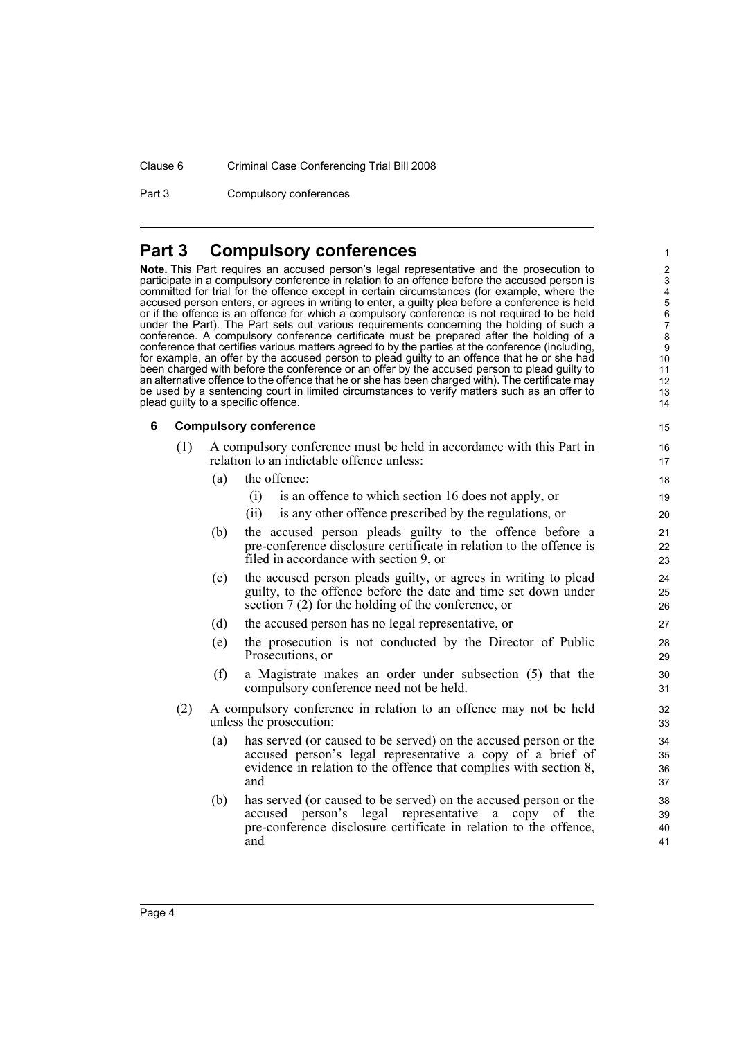# Part 3 Compulsory conferences

**Note.** This Part requires an accused person's legal representative and the prosecution to participate in a compulsory conference in relation to an offence before the accused person is committed for trial for the offence except in certain circumstances (for example, where the accused person enters, or agrees in writing to enter, a guilty plea before a conference is held or if the offence is an offence for which a compulsory conference is not required to be held under the Part). The Part sets out various requirements concerning the holding of such a conference. A compulsory conference certificate must be prepared after the holding of a conference that certifies various matters agreed to by the parties at the conference (including, for example, an offer by the accused person to plead guilty to an offence that he or she had been charged with before the conference or an offer by the accused person to plead guilty to an alternative offence to the offence that he or she has been charged with). The certificate may be used by a sentencing court in limited circumstances to verify matters such as an offer to plead guilty to a specific offence.

### 6 Compulsory conference

(1) A compulsory conference must be held in accordance with this Part in relation to an indictable offence unless:

- (a) the offence:
  - (i) is an offence to which section 16 does not apply, or
  - (ii) is any other offence prescribed by the regulations, or
- (b) the accused person pleads guilty to the offence before a pre-conference disclosure certificate in relation to the offence is filed in accordance with section 9, or
- (c) the accused person pleads guilty, or agrees in writing to plead guilty, to the offence before the date and time set down under section 7 (2) for the holding of the conference, or
- (d) the accused person has no legal representative, or
- (e) the prosecution is not conducted by the Director of Public Prosecutions, or
- (f) a Magistrate makes an order under subsection (5) that the compulsory conference need not be held.

(2) A compulsory conference in relation to an offence may not be held unless the prosecution:

- (a) has served (or caused to be served) on the accused person or the accused person's legal representative a copy of a brief of evidence in relation to the offence that complies with section 8, and
- (b) has served (or caused to be served) on the accused person or the accused person's legal representative a copy of the pre-conference disclosure certificate in relation to the offence, and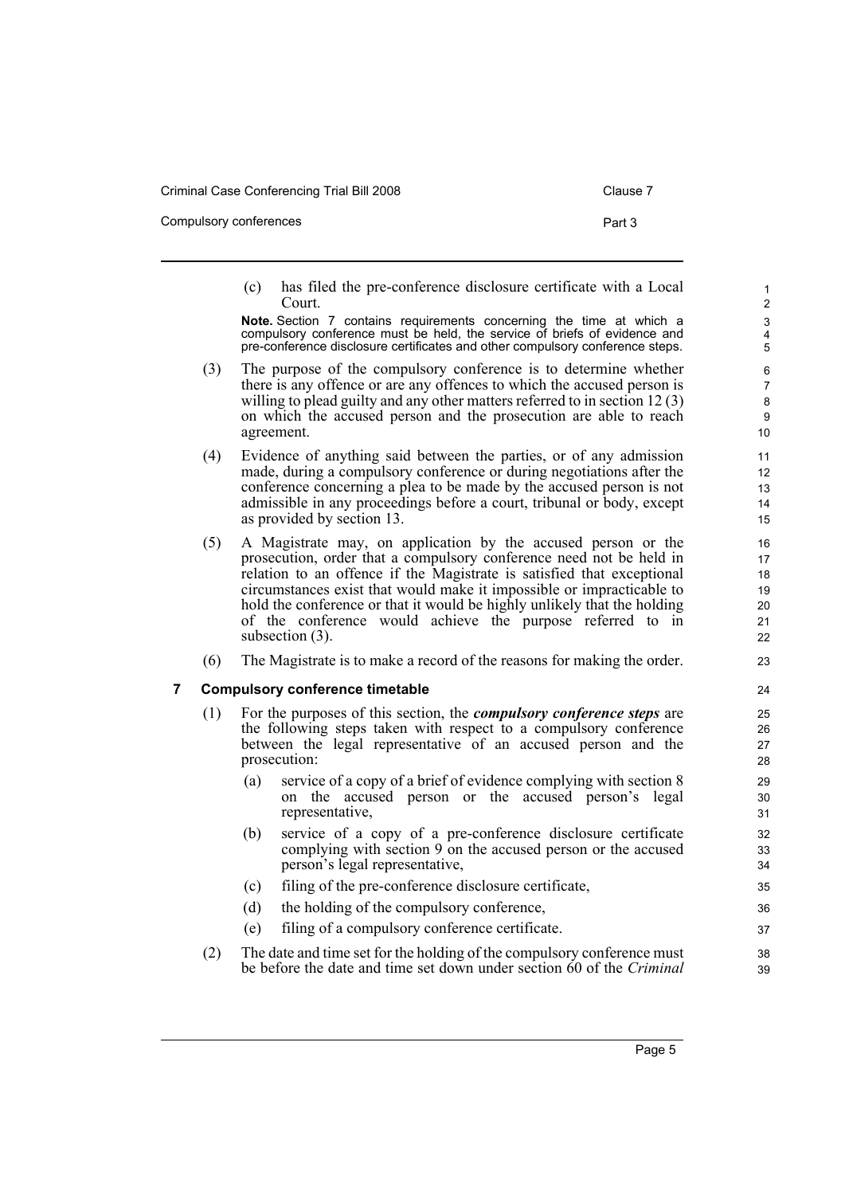(c) has filed the pre-conference disclosure certificate with a Local Court.

**Note.** Section 7 contains requirements concerning the time at which a compulsory conference must be held, the service of briefs of evidence and pre-conference disclosure certificates and other compulsory conference steps.

(3) The purpose of the compulsory conference is to determine whether there is any offence or are any offences to which the accused person is willing to plead guilty and any other matters referred to in section 12 (3) on which the accused person and the prosecution are able to reach agreement.

(4) Evidence of anything said between the parties, or of any admission made, during a compulsory conference or during negotiations after the conference concerning a plea to be made by the accused person is not admissible in any proceedings before a court, tribunal or body, except as provided by section 13.

(5) A Magistrate may, on application by the accused person or the prosecution, order that a compulsory conference need not be held in relation to an offence if the Magistrate is satisfied that exceptional circumstances exist that would make it impossible or impracticable to hold the conference or that it would be highly unlikely that the holding of the conference would achieve the purpose referred to in subsection (3).

(6) The Magistrate is to make a record of the reasons for making the order.

## 7 Compulsory conference timetable

(1) For the purposes of this section, the ***compulsory conference steps*** are the following steps taken with respect to a compulsory conference between the legal representative of an accused person and the prosecution:

(a) service of a copy of a brief of evidence complying with section 8 on the accused person or the accused person's legal representative,

(b) service of a copy of a pre-conference disclosure certificate complying with section 9 on the accused person or the accused person's legal representative,

(c) filing of the pre-conference disclosure certificate,

(d) the holding of the compulsory conference,

(e) filing of a compulsory conference certificate.

(2) The date and time set for the holding of the compulsory conference must be before the date and time set down under section 60 of the *Criminal*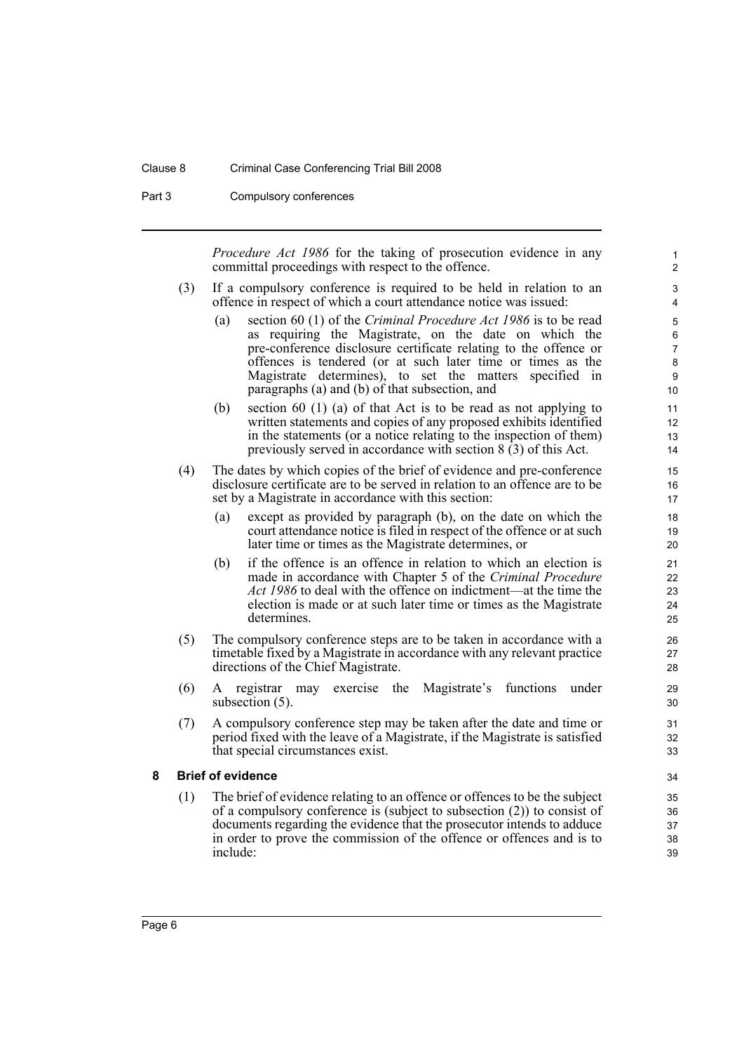*Procedure Act 1986* for the taking of prosecution evidence in any committal proceedings with respect to the offence.

(3) If a compulsory conference is required to be held in relation to an offence in respect of which a court attendance notice was issued:

(a) section 60 (1) of the *Criminal Procedure Act 1986* is to be read as requiring the Magistrate, on the date on which the pre-conference disclosure certificate relating to the offence or offences is tendered (or at such later time or times as the Magistrate determines), to set the matters specified in paragraphs (a) and (b) of that subsection, and

(b) section 60 (1) (a) of that Act is to be read as not applying to written statements and copies of any proposed exhibits identified in the statements (or a notice relating to the inspection of them) previously served in accordance with section 8 (3) of this Act.

(4) The dates by which copies of the brief of evidence and pre-conference disclosure certificate are to be served in relation to an offence are to be set by a Magistrate in accordance with this section:

(a) except as provided by paragraph (b), on the date on which the court attendance notice is filed in respect of the offence or at such later time or times as the Magistrate determines, or

(b) if the offence is an offence in relation to which an election is made in accordance with Chapter 5 of the *Criminal Procedure Act 1986* to deal with the offence on indictment—at the time the election is made or at such later time or times as the Magistrate determines.

(5) The compulsory conference steps are to be taken in accordance with a timetable fixed by a Magistrate in accordance with any relevant practice directions of the Chief Magistrate.

(6) A registrar may exercise the Magistrate's functions under subsection (5).

(7) A compulsory conference step may be taken after the date and time or period fixed with the leave of a Magistrate, if the Magistrate is satisfied that special circumstances exist.

## 8 Brief of evidence

(1) The brief of evidence relating to an offence or offences to be the subject of a compulsory conference is (subject to subsection (2)) to consist of documents regarding the evidence that the prosecutor intends to adduce in order to prove the commission of the offence or offences and is to include: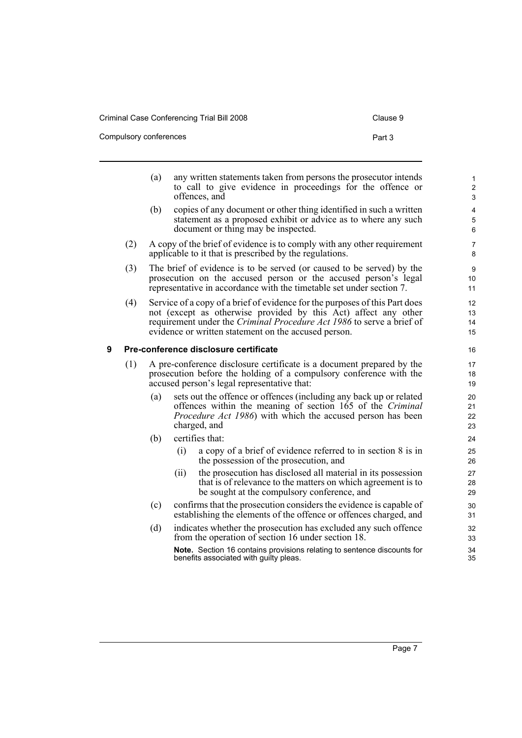(a) any written statements taken from persons the prosecutor intends to call to give evidence in proceedings for the offence or offences, and

(b) copies of any document or other thing identified in such a written statement as a proposed exhibit or advice as to where any such document or thing may be inspected.

(2) A copy of the brief of evidence is to comply with any other requirement applicable to it that is prescribed by the regulations.

(3) The brief of evidence is to be served (or caused to be served) by the prosecution on the accused person or the accused person's legal representative in accordance with the timetable set under section 7.

(4) Service of a copy of a brief of evidence for the purposes of this Part does not (except as otherwise provided by this Act) affect any other requirement under the *Criminal Procedure Act 1986* to serve a brief of evidence or written statement on the accused person.

## 9 Pre-conference disclosure certificate

(1) A pre-conference disclosure certificate is a document prepared by the prosecution before the holding of a compulsory conference with the accused person's legal representative that:

(a) sets out the offence or offences (including any back up or related offences within the meaning of section 165 of the *Criminal Procedure Act 1986*) with which the accused person has been charged, and

(b) certifies that:

(i) a copy of a brief of evidence referred to in section 8 is in the possession of the prosecution, and

(ii) the prosecution has disclosed all material in its possession that is of relevance to the matters on which agreement is to be sought at the compulsory conference, and

(c) confirms that the prosecution considers the evidence is capable of establishing the elements of the offence or offences charged, and

(d) indicates whether the prosecution has excluded any such offence from the operation of section 16 under section 18.

**Note.** Section 16 contains provisions relating to sentence discounts for benefits associated with guilty pleas.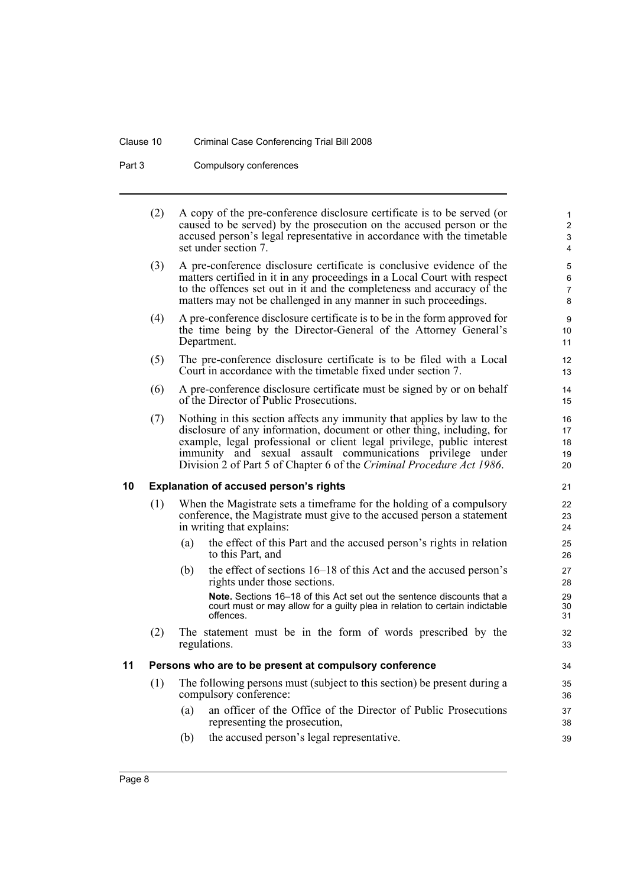(2) A copy of the pre-conference disclosure certificate is to be served (or caused to be served) by the prosecution on the accused person or the accused person's legal representative in accordance with the timetable set under section 7.

(3) A pre-conference disclosure certificate is conclusive evidence of the matters certified in it in any proceedings in a Local Court with respect to the offences set out in it and the completeness and accuracy of the matters may not be challenged in any manner in such proceedings.

(4) A pre-conference disclosure certificate is to be in the form approved for the time being by the Director-General of the Attorney General's Department.

(5) The pre-conference disclosure certificate is to be filed with a Local Court in accordance with the timetable fixed under section 7.

(6) A pre-conference disclosure certificate must be signed by or on behalf of the Director of Public Prosecutions.

(7) Nothing in this section affects any immunity that applies by law to the disclosure of any information, document or other thing, including, for example, legal professional or client legal privilege, public interest immunity and sexual assault communications privilege under Division 2 of Part 5 of Chapter 6 of the *Criminal Procedure Act 1986*.

### 10 Explanation of accused person's rights

(1) When the Magistrate sets a timeframe for the holding of a compulsory conference, the Magistrate must give to the accused person a statement in writing that explains:

(a) the effect of this Part and the accused person's rights in relation to this Part, and

(b) the effect of sections 16–18 of this Act and the accused person's rights under those sections.

**Note.** Sections 16–18 of this Act set out the sentence discounts that a court must or may allow for a guilty plea in relation to certain indictable offences.

(2) The statement must be in the form of words prescribed by the regulations.

### 11 Persons who are to be present at compulsory conference

(1) The following persons must (subject to this section) be present during a compulsory conference:

(a) an officer of the Office of the Director of Public Prosecutions representing the prosecution,

(b) the accused person's legal representative.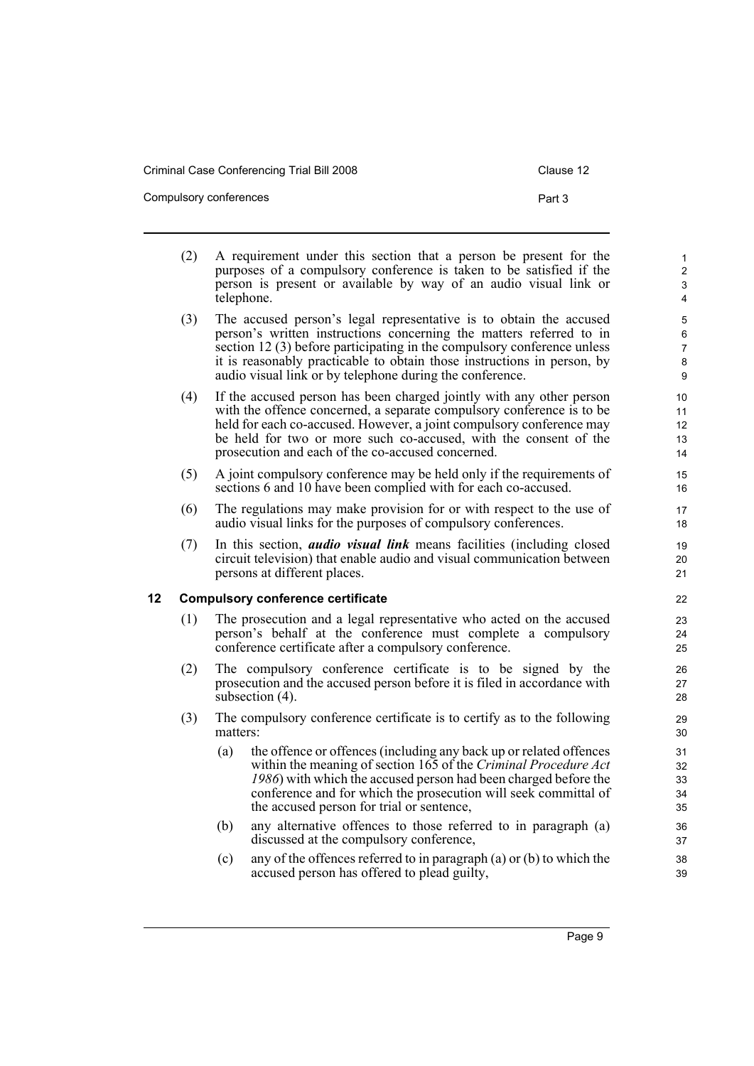(2) A requirement under this section that a person be present for the purposes of a compulsory conference is taken to be satisfied if the person is present or available by way of an audio visual link or telephone.

(3) The accused person's legal representative is to obtain the accused person's written instructions concerning the matters referred to in section 12 (3) before participating in the compulsory conference unless it is reasonably practicable to obtain those instructions in person, by audio visual link or by telephone during the conference.

(4) If the accused person has been charged jointly with any other person with the offence concerned, a separate compulsory conference is to be held for each co-accused. However, a joint compulsory conference may be held for two or more such co-accused, with the consent of the prosecution and each of the co-accused concerned.

(5) A joint compulsory conference may be held only if the requirements of sections 6 and 10 have been complied with for each co-accused.

(6) The regulations may make provision for or with respect to the use of audio visual links for the purposes of compulsory conferences.

(7) In this section, ***audio visual link*** means facilities (including closed circuit television) that enable audio and visual communication between persons at different places.

### 12 Compulsory conference certificate

(1) The prosecution and a legal representative who acted on the accused person's behalf at the conference must complete a compulsory conference certificate after a compulsory conference.

(2) The compulsory conference certificate is to be signed by the prosecution and the accused person before it is filed in accordance with subsection (4).

(3) The compulsory conference certificate is to certify as to the following matters:

- (a) the offence or offences (including any back up or related offences within the meaning of section 165 of the *Criminal Procedure Act 1986*) with which the accused person had been charged before the conference and for which the prosecution will seek committal of the accused person for trial or sentence,
- (b) any alternative offences to those referred to in paragraph (a) discussed at the compulsory conference,
- (c) any of the offences referred to in paragraph (a) or (b) to which the accused person has offered to plead guilty,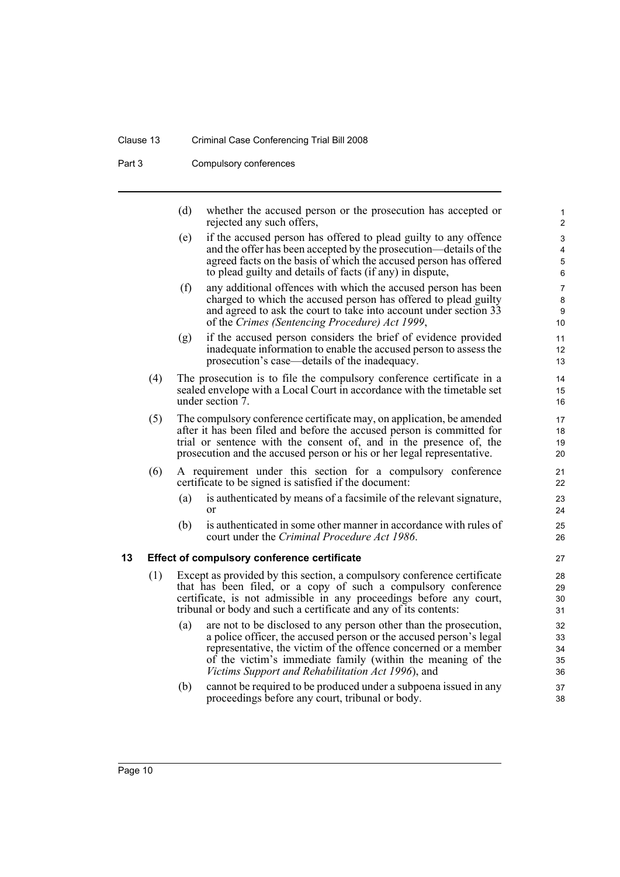(d) whether the accused person or the prosecution has accepted or rejected any such offers,

(e) if the accused person has offered to plead guilty to any offence and the offer has been accepted by the prosecution—details of the agreed facts on the basis of which the accused person has offered to plead guilty and details of facts (if any) in dispute,

(f) any additional offences with which the accused person has been charged to which the accused person has offered to plead guilty and agreed to ask the court to take into account under section 33 of the *Crimes (Sentencing Procedure) Act 1999*,

(g) if the accused person considers the brief of evidence provided inadequate information to enable the accused person to assess the prosecution's case—details of the inadequacy.

(4) The prosecution is to file the compulsory conference certificate in a sealed envelope with a Local Court in accordance with the timetable set under section 7.

(5) The compulsory conference certificate may, on application, be amended after it has been filed and before the accused person is committed for trial or sentence with the consent of, and in the presence of, the prosecution and the accused person or his or her legal representative.

(6) A requirement under this section for a compulsory conference certificate to be signed is satisfied if the document:

(a) is authenticated by means of a facsimile of the relevant signature, or

(b) is authenticated in some other manner in accordance with rules of court under the *Criminal Procedure Act 1986*.

### 13 Effect of compulsory conference certificate

(1) Except as provided by this section, a compulsory conference certificate that has been filed, or a copy of such a compulsory conference certificate, is not admissible in any proceedings before any court, tribunal or body and such a certificate and any of its contents:

(a) are not to be disclosed to any person other than the prosecution, a police officer, the accused person or the accused person's legal representative, the victim of the offence concerned or a member of the victim's immediate family (within the meaning of the *Victims Support and Rehabilitation Act 1996*), and

(b) cannot be required to be produced under a subpoena issued in any proceedings before any court, tribunal or body.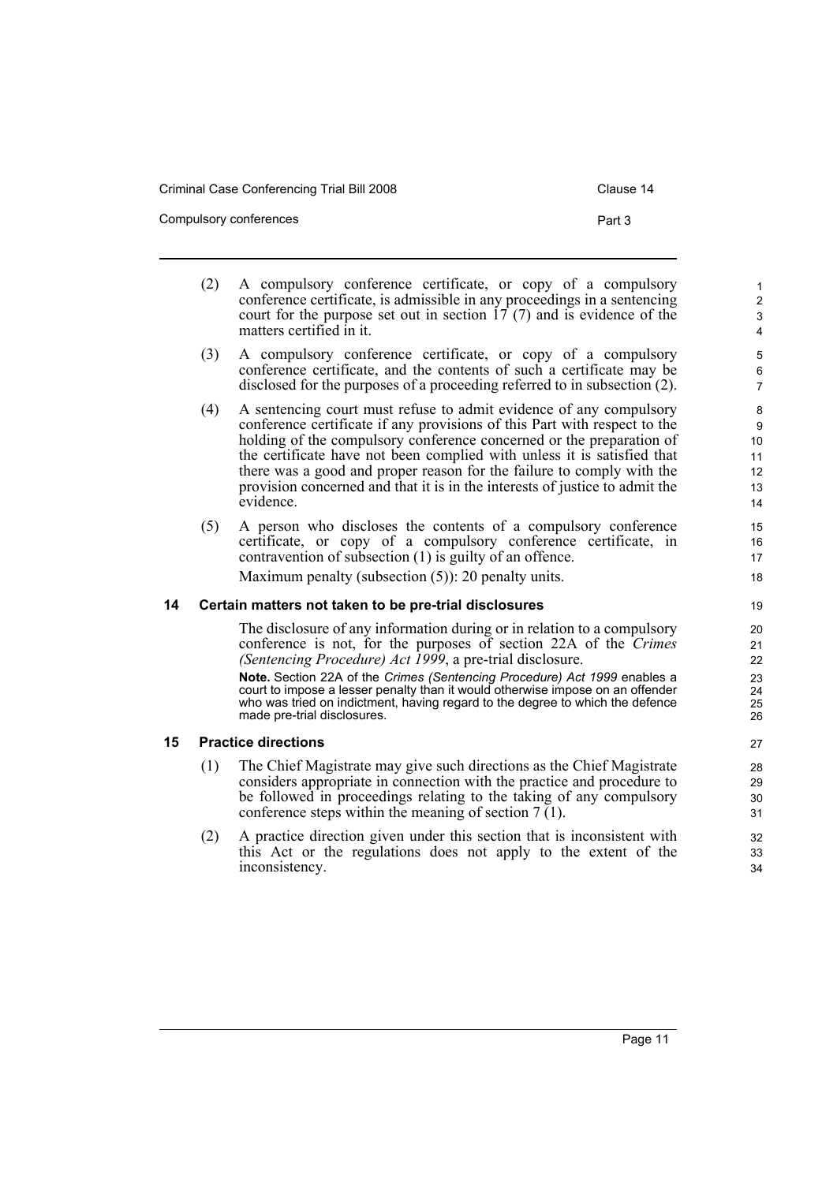(2) A compulsory conference certificate, or copy of a compulsory conference certificate, is admissible in any proceedings in a sentencing court for the purpose set out in section 17 (7) and is evidence of the matters certified in it.

(3) A compulsory conference certificate, or copy of a compulsory conference certificate, and the contents of such a certificate may be disclosed for the purposes of a proceeding referred to in subsection (2).

(4) A sentencing court must refuse to admit evidence of any compulsory conference certificate if any provisions of this Part with respect to the holding of the compulsory conference concerned or the preparation of the certificate have not been complied with unless it is satisfied that there was a good and proper reason for the failure to comply with the provision concerned and that it is in the interests of justice to admit the evidence.

(5) A person who discloses the contents of a compulsory conference certificate, or copy of a compulsory conference certificate, in contravention of subsection (1) is guilty of an offence.

Maximum penalty (subsection (5)): 20 penalty units.

## 14 Certain matters not taken to be pre-trial disclosures

The disclosure of any information during or in relation to a compulsory conference is not, for the purposes of section 22A of the *Crimes (Sentencing Procedure) Act 1999*, a pre-trial disclosure.

**Note.** Section 22A of the *Crimes (Sentencing Procedure) Act 1999* enables a court to impose a lesser penalty than it would otherwise impose on an offender who was tried on indictment, having regard to the degree to which the defence made pre-trial disclosures.

## 15 Practice directions

(1) The Chief Magistrate may give such directions as the Chief Magistrate considers appropriate in connection with the practice and procedure to be followed in proceedings relating to the taking of any compulsory conference steps within the meaning of section 7 (1).

(2) A practice direction given under this section that is inconsistent with this Act or the regulations does not apply to the extent of the inconsistency.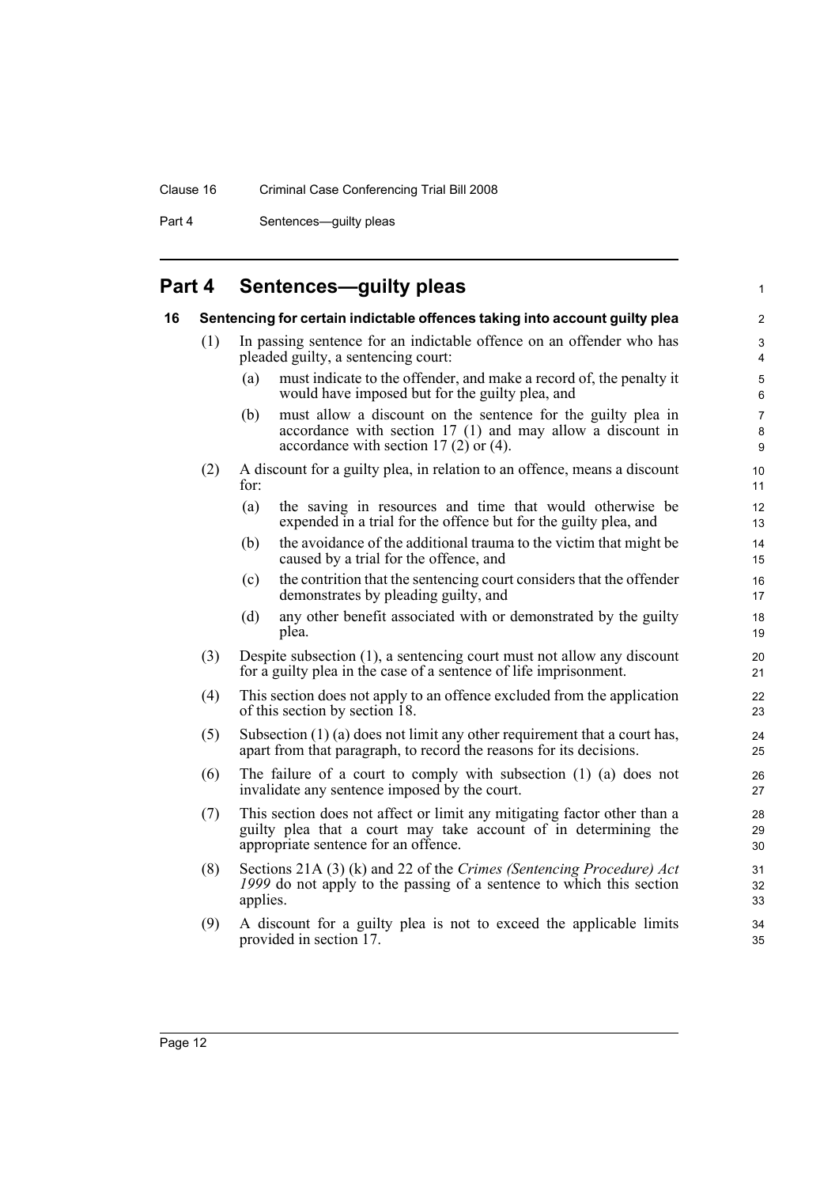# Part 4 Sentences—guilty pleas

## 16 Sentencing for certain indictable offences taking into account guilty plea

(1) In passing sentence for an indictable offence on an offender who has pleaded guilty, a sentencing court:

- (a) must indicate to the offender, and make a record of, the penalty it would have imposed but for the guilty plea, and
- (b) must allow a discount on the sentence for the guilty plea in accordance with section 17 (1) and may allow a discount in accordance with section 17 (2) or (4).

(2) A discount for a guilty plea, in relation to an offence, means a discount for:

- (a) the saving in resources and time that would otherwise be expended in a trial for the offence but for the guilty plea, and
- (b) the avoidance of the additional trauma to the victim that might be caused by a trial for the offence, and
- (c) the contrition that the sentencing court considers that the offender demonstrates by pleading guilty, and
- (d) any other benefit associated with or demonstrated by the guilty plea.

(3) Despite subsection (1), a sentencing court must not allow any discount for a guilty plea in the case of a sentence of life imprisonment.

(4) This section does not apply to an offence excluded from the application of this section by section 18.

(5) Subsection (1) (a) does not limit any other requirement that a court has, apart from that paragraph, to record the reasons for its decisions.

(6) The failure of a court to comply with subsection (1) (a) does not invalidate any sentence imposed by the court.

(7) This section does not affect or limit any mitigating factor other than a guilty plea that a court may take account of in determining the appropriate sentence for an offence.

(8) Sections 21A (3) (k) and 22 of the *Crimes (Sentencing Procedure) Act 1999* do not apply to the passing of a sentence to which this section applies.

(9) A discount for a guilty plea is not to exceed the applicable limits provided in section 17.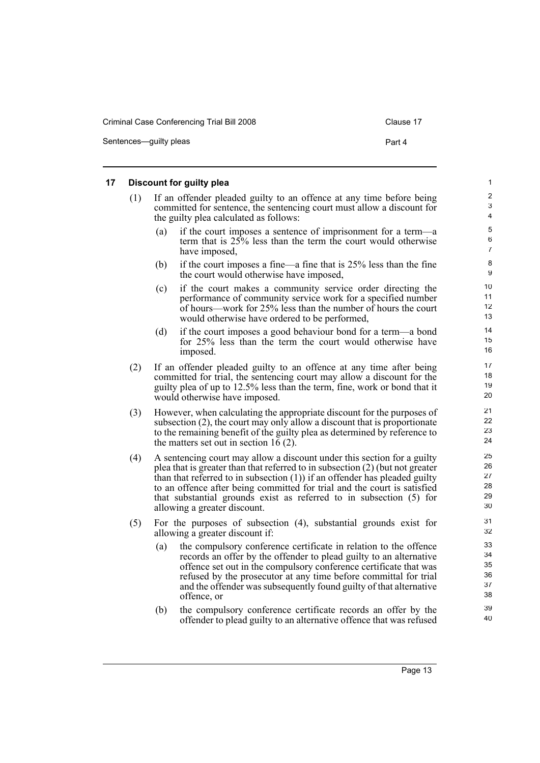## 17 Discount for guilty plea

(1) If an offender pleaded guilty to an offence at any time before being committed for sentence, the sentencing court must allow a discount for the guilty plea calculated as follows:

(a) if the court imposes a sentence of imprisonment for a term—a term that is 25% less than the term the court would otherwise have imposed,

(b) if the court imposes a fine—a fine that is 25% less than the fine the court would otherwise have imposed,

(c) if the court makes a community service order directing the performance of community service work for a specified number of hours—work for 25% less than the number of hours the court would otherwise have ordered to be performed,

(d) if the court imposes a good behaviour bond for a term—a bond for 25% less than the term the court would otherwise have imposed.

(2) If an offender pleaded guilty to an offence at any time after being committed for trial, the sentencing court may allow a discount for the guilty plea of up to 12.5% less than the term, fine, work or bond that it would otherwise have imposed.

(3) However, when calculating the appropriate discount for the purposes of subsection (2), the court may only allow a discount that is proportionate to the remaining benefit of the guilty plea as determined by reference to the matters set out in section 16 (2).

(4) A sentencing court may allow a discount under this section for a guilty plea that is greater than that referred to in subsection (2) (but not greater than that referred to in subsection (1)) if an offender has pleaded guilty to an offence after being committed for trial and the court is satisfied that substantial grounds exist as referred to in subsection (5) for allowing a greater discount.

(5) For the purposes of subsection (4), substantial grounds exist for allowing a greater discount if:

(a) the compulsory conference certificate in relation to the offence records an offer by the offender to plead guilty to an alternative offence set out in the compulsory conference certificate that was refused by the prosecutor at any time before committal for trial and the offender was subsequently found guilty of that alternative offence, or

(b) the compulsory conference certificate records an offer by the offender to plead guilty to an alternative offence that was refused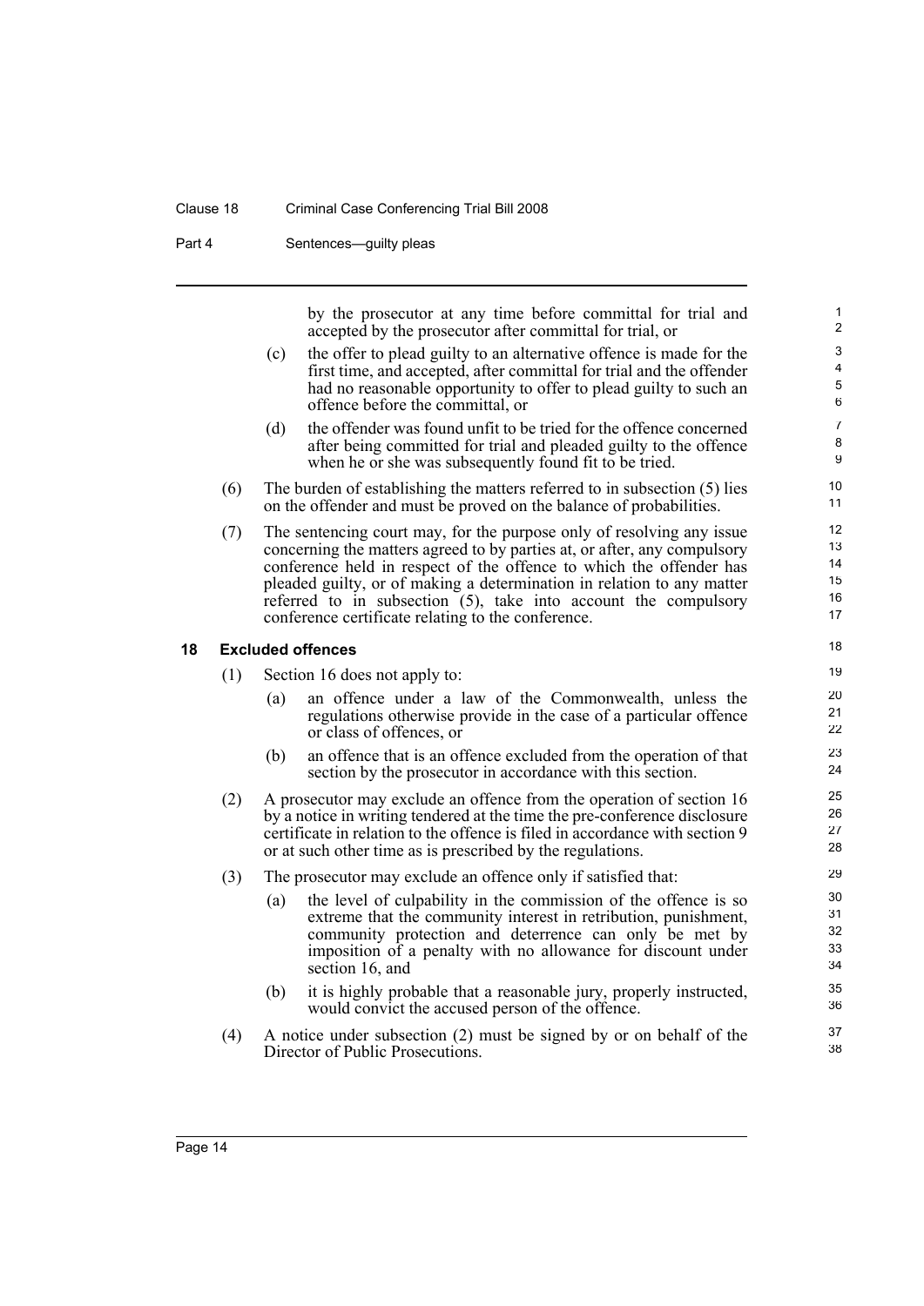by the prosecutor at any time before committal for trial and accepted by the prosecutor after committal for trial, or

(c) the offer to plead guilty to an alternative offence is made for the first time, and accepted, after committal for trial and the offender had no reasonable opportunity to offer to plead guilty to such an offence before the committal, or

(d) the offender was found unfit to be tried for the offence concerned after being committed for trial and pleaded guilty to the offence when he or she was subsequently found fit to be tried.

(6) The burden of establishing the matters referred to in subsection (5) lies on the offender and must be proved on the balance of probabilities.

(7) The sentencing court may, for the purpose only of resolving any issue concerning the matters agreed to by parties at, or after, any compulsory conference held in respect of the offence to which the offender has pleaded guilty, or of making a determination in relation to any matter referred to in subsection (5), take into account the compulsory conference certificate relating to the conference.

### 18 Excluded offences

(1) Section 16 does not apply to:

(a) an offence under a law of the Commonwealth, unless the regulations otherwise provide in the case of a particular offence or class of offences, or

(b) an offence that is an offence excluded from the operation of that section by the prosecutor in accordance with this section.

(2) A prosecutor may exclude an offence from the operation of section 16 by a notice in writing tendered at the time the pre-conference disclosure certificate in relation to the offence is filed in accordance with section 9 or at such other time as is prescribed by the regulations.

(3) The prosecutor may exclude an offence only if satisfied that:

(a) the level of culpability in the commission of the offence is so extreme that the community interest in retribution, punishment, community protection and deterrence can only be met by imposition of a penalty with no allowance for discount under section 16, and

(b) it is highly probable that a reasonable jury, properly instructed, would convict the accused person of the offence.

(4) A notice under subsection (2) must be signed by or on behalf of the Director of Public Prosecutions.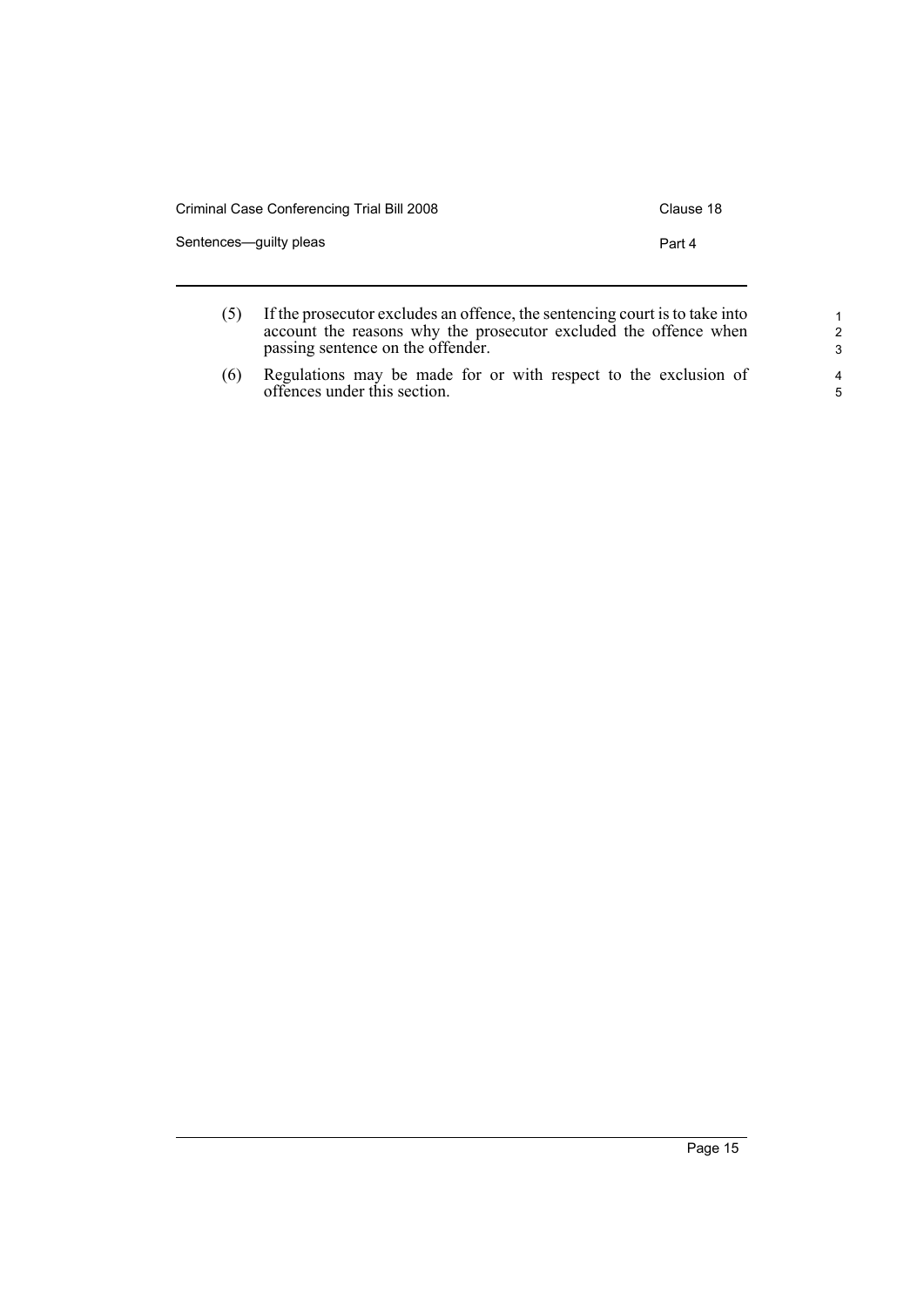(5) If the prosecutor excludes an offence, the sentencing court is to take into account the reasons why the prosecutor excluded the offence when passing sentence on the offender.

(6) Regulations may be made for or with respect to the exclusion of offences under this section.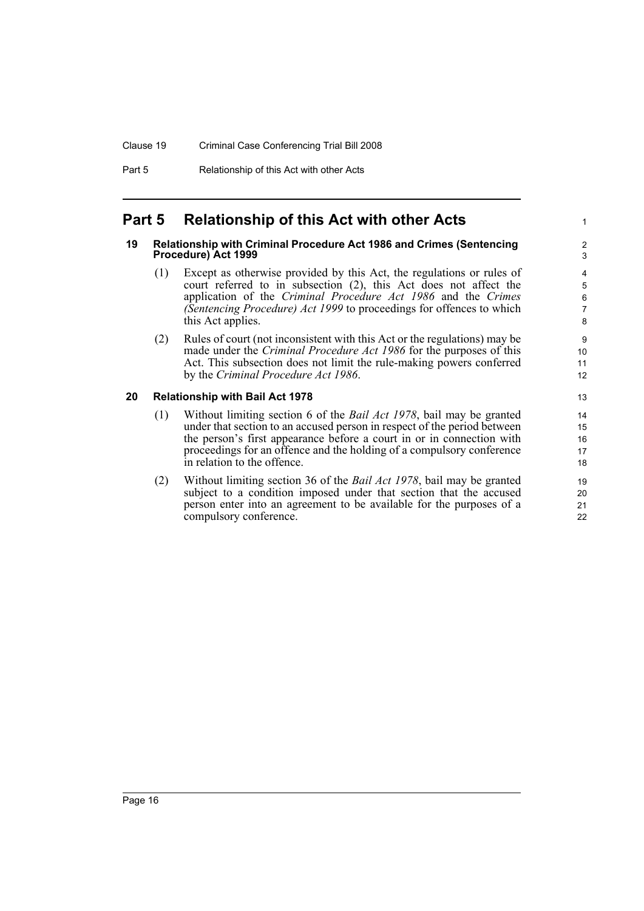## Part 5 Relationship of this Act with other Acts

### 19 Relationship with Criminal Procedure Act 1986 and Crimes (Sentencing Procedure) Act 1999

(1) Except as otherwise provided by this Act, the regulations or rules of court referred to in subsection (2), this Act does not affect the application of the *Criminal Procedure Act 1986* and the *Crimes (Sentencing Procedure) Act 1999* to proceedings for offences to which this Act applies.

(2) Rules of court (not inconsistent with this Act or the regulations) may be made under the *Criminal Procedure Act 1986* for the purposes of this Act. This subsection does not limit the rule-making powers conferred by the *Criminal Procedure Act 1986*.

### 20 Relationship with Bail Act 1978

(1) Without limiting section 6 of the *Bail Act 1978*, bail may be granted under that section to an accused person in respect of the period between the person's first appearance before a court in or in connection with proceedings for an offence and the holding of a compulsory conference in relation to the offence.

(2) Without limiting section 36 of the *Bail Act 1978*, bail may be granted subject to a condition imposed under that section that the accused person enter into an agreement to be available for the purposes of a compulsory conference.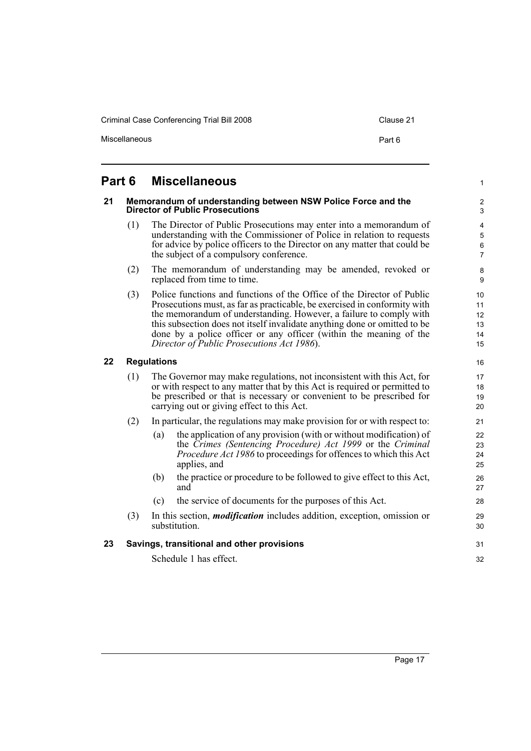# Part 6 Miscellaneous

## 21 Memorandum of understanding between NSW Police Force and the Director of Public Prosecutions

(1) The Director of Public Prosecutions may enter into a memorandum of understanding with the Commissioner of Police in relation to requests for advice by police officers to the Director on any matter that could be the subject of a compulsory conference.

(2) The memorandum of understanding may be amended, revoked or replaced from time to time.

(3) Police functions and functions of the Office of the Director of Public Prosecutions must, as far as practicable, be exercised in conformity with the memorandum of understanding. However, a failure to comply with this subsection does not itself invalidate anything done or omitted to be done by a police officer or any officer (within the meaning of the *Director of Public Prosecutions Act 1986*).

## 22 Regulations

(1) The Governor may make regulations, not inconsistent with this Act, for or with respect to any matter that by this Act is required or permitted to be prescribed or that is necessary or convenient to be prescribed for carrying out or giving effect to this Act.

(2) In particular, the regulations may make provision for or with respect to:

(a) the application of any provision (with or without modification) of the *Crimes (Sentencing Procedure) Act 1999* or the *Criminal Procedure Act 1986* to proceedings for offences to which this Act applies, and

(b) the practice or procedure to be followed to give effect to this Act, and

(c) the service of documents for the purposes of this Act.

(3) In this section, ***modification*** includes addition, exception, omission or substitution.

## 23 Savings, transitional and other provisions

Schedule 1 has effect.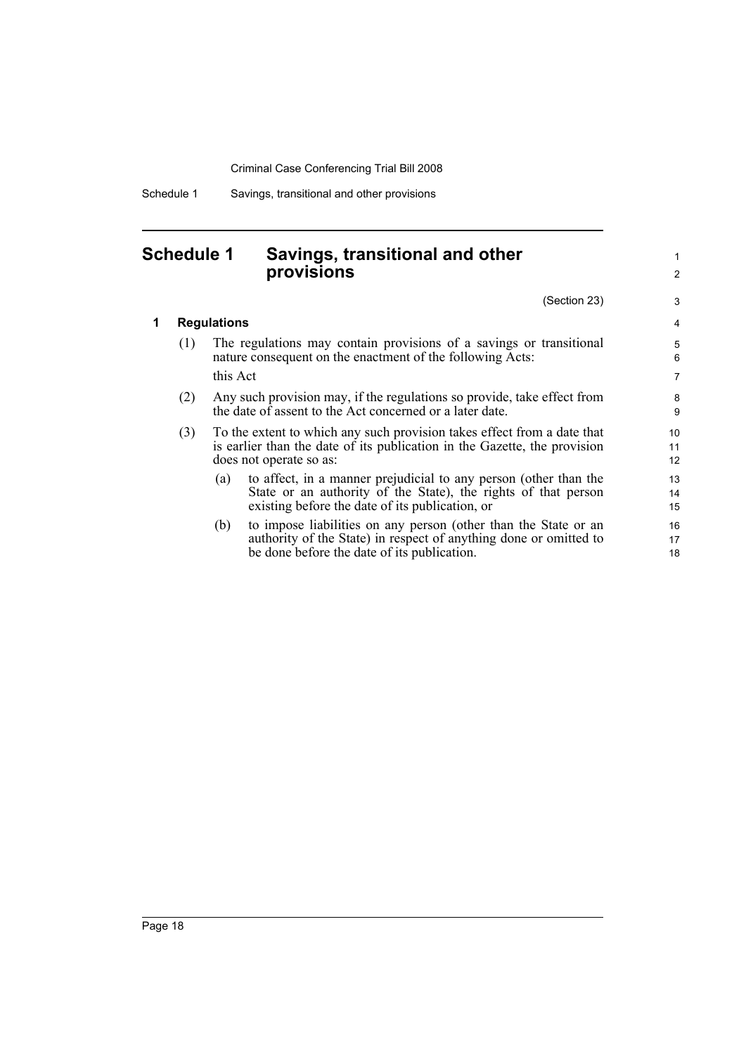# Schedule 1 Savings, transitional and other provisions

(Section 23)

## 1 Regulations

(1) The regulations may contain provisions of a savings or transitional nature consequent on the enactment of the following Acts:

this Act

(2) Any such provision may, if the regulations so provide, take effect from the date of assent to the Act concerned or a later date.

(3) To the extent to which any such provision takes effect from a date that is earlier than the date of its publication in the Gazette, the provision does not operate so as:

(a) to affect, in a manner prejudicial to any person (other than the State or an authority of the State), the rights of that person existing before the date of its publication, or

(b) to impose liabilities on any person (other than the State or an authority of the State) in respect of anything done or omitted to be done before the date of its publication.